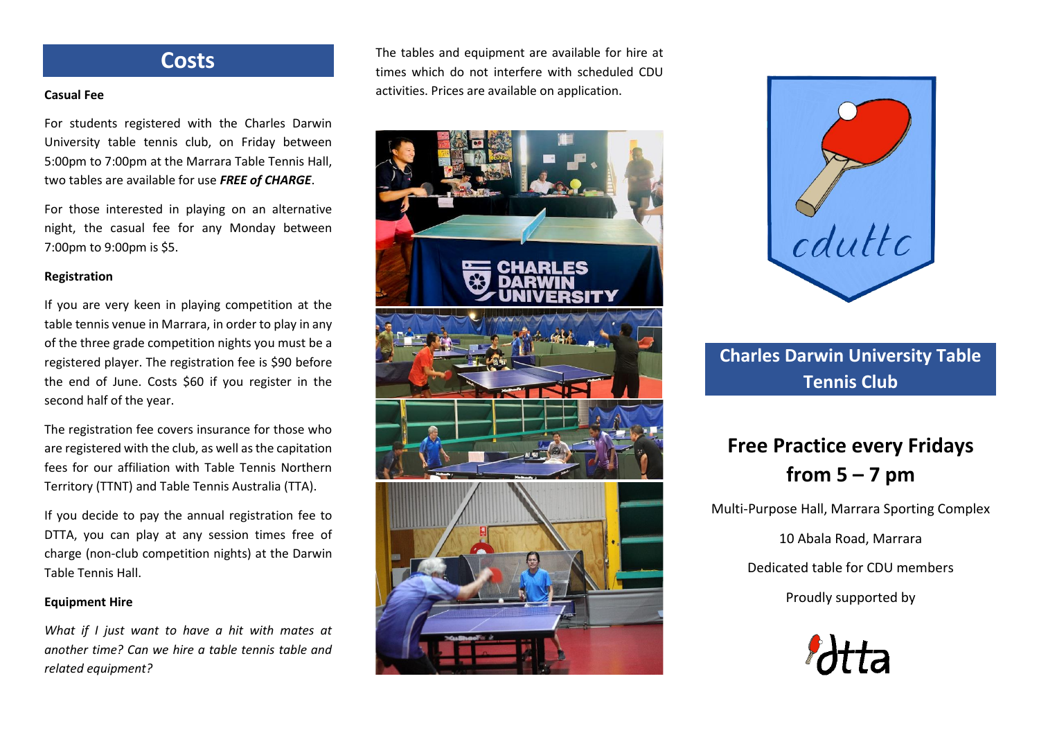## Costs

**Casual Fee**

For students registered with the Charles Darwin University table tennis club, on Friday between 5:00pm to 7:00pm at the Marrara Table Tennis Hall, two tables are available for use ***FREE of CHARGE***.

For those interested in playing on an alternative night, the casual fee for any Monday between 7:00pm to 9:00pm is $5.

**Registration**

If you are very keen in playing competition at the table tennis venue in Marrara, in order to play in any of the three grade competition nights you must be a registered player. The registration fee is $90 before the end of June. Costs $60 if you register in the second half of the year.

The registration fee covers insurance for those who are registered with the club, as well as the capitation fees for our affiliation with Table Tennis Northern Territory (TTNT) and Table Tennis Australia (TTA).

If you decide to pay the annual registration fee to DTTA, you can play at any session times free of charge (non-club competition nights) at the Darwin Table Tennis Hall.

**Equipment Hire**

*What if I just want to have a hit with mates at another time? Can we hire a table tennis table and related equipment?*

The tables and equipment are available for hire at times which do not interfere with scheduled CDU activities. Prices are available on application.

cduttc

## Charles Darwin University Table Tennis Club

## Free Practice every Fridays from 5 – 7 pm

Multi-Purpose Hall, Marrara Sporting Complex

10 Abala Road, Marrara

Dedicated table for CDU members

Proudly supported by

dtta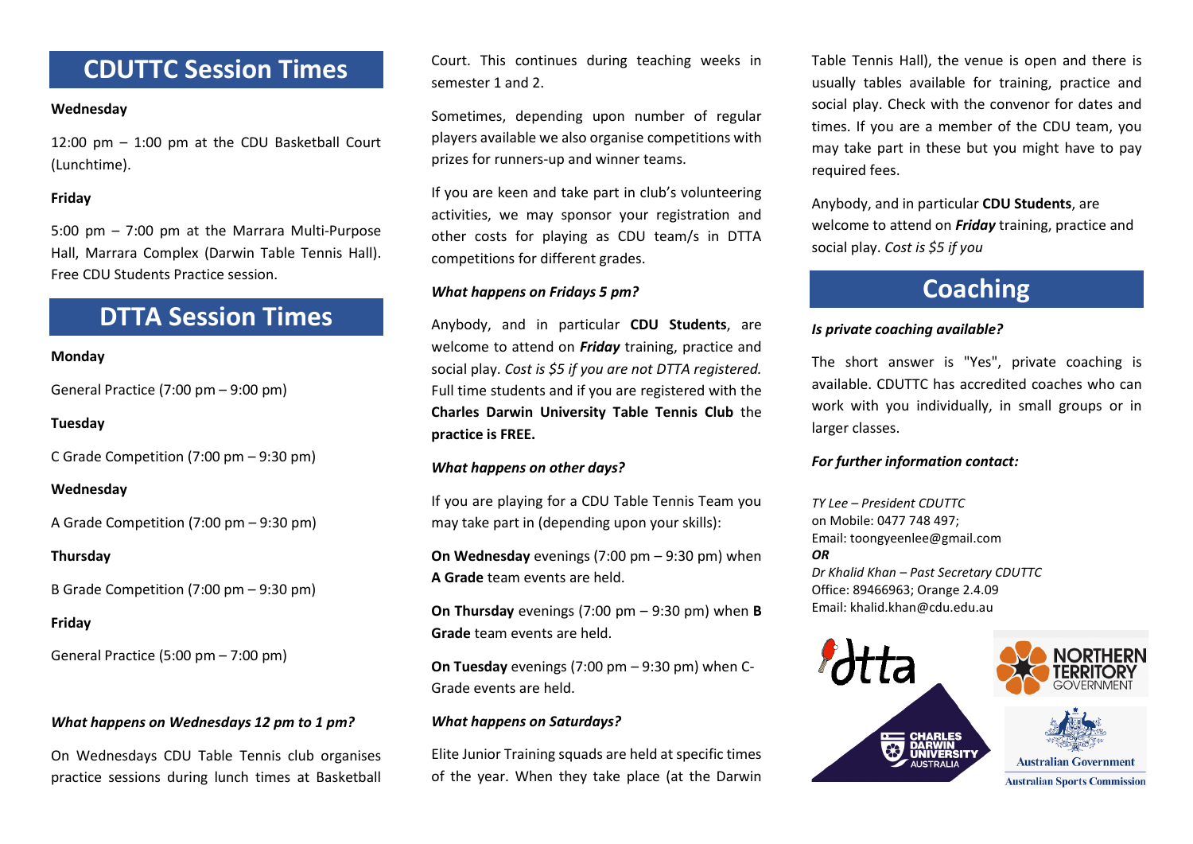## CDUTTC Session Times

**Wednesday**

12:00 pm – 1:00 pm at the CDU Basketball Court (Lunchtime).

**Friday**

5:00 pm – 7:00 pm at the Marrara Multi-Purpose Hall, Marrara Complex (Darwin Table Tennis Hall). Free CDU Students Practice session.

## DTTA Session Times

**Monday**

General Practice (7:00 pm – 9:00 pm)

**Tuesday**

C Grade Competition (7:00 pm – 9:30 pm)

**Wednesday**

A Grade Competition (7:00 pm – 9:30 pm)

**Thursday**

B Grade Competition (7:00 pm – 9:30 pm)

**Friday**

General Practice (5:00 pm – 7:00 pm)

***What happens on Wednesdays 12 pm to 1 pm?***

On Wednesdays CDU Table Tennis club organises practice sessions during lunch times at Basketball Court. This continues during teaching weeks in semester 1 and 2.

Sometimes, depending upon number of regular players available we also organise competitions with prizes for runners-up and winner teams.

If you are keen and take part in club's volunteering activities, we may sponsor your registration and other costs for playing as CDU team/s in DTTA competitions for different grades.

***What happens on Fridays 5 pm?***

Anybody, and in particular **CDU Students**, are welcome to attend on ***Friday*** training, practice and social play. *Cost is $5 if you are not DTTA registered.* Full time students and if you are registered with the **Charles Darwin University Table Tennis Club** the **practice is FREE.**

***What happens on other days?***

If you are playing for a CDU Table Tennis Team you may take part in (depending upon your skills):

**On Wednesday** evenings (7:00 pm – 9:30 pm) when **A Grade** team events are held.

**On Thursday** evenings (7:00 pm – 9:30 pm) when **B Grade** team events are held.

**On Tuesday** evenings (7:00 pm – 9:30 pm) when C-Grade events are held.

***What happens on Saturdays?***

Elite Junior Training squads are held at specific times of the year. When they take place (at the Darwin Table Tennis Hall), the venue is open and there is usually tables available for training, practice and social play. Check with the convenor for dates and times. If you are a member of the CDU team, you may take part in these but you might have to pay required fees.

Anybody, and in particular **CDU Students**, are welcome to attend on ***Friday*** training, practice and social play. *Cost is $5 if you*

## Coaching

***Is private coaching available?***

The short answer is "Yes", private coaching is available. CDUTTC has accredited coaches who can work with you individually, in small groups or in larger classes.

***For further information contact:***

*TY Lee – President CDUTTC*
on Mobile: 0477 748 497;
Email: toongyeenlee@gmail.com
***OR***
*Dr Khalid Khan – Past Secretary CDUTTC*
Office: 89466963; Orange 2.4.09
Email: khalid.khan@cdu.edu.au

dtta

NORTHERN TERRITORY GOVERNMENT

CHARLES DARWIN UNIVERSITY AUSTRALIA

Australian Government
Australian Sports Commission